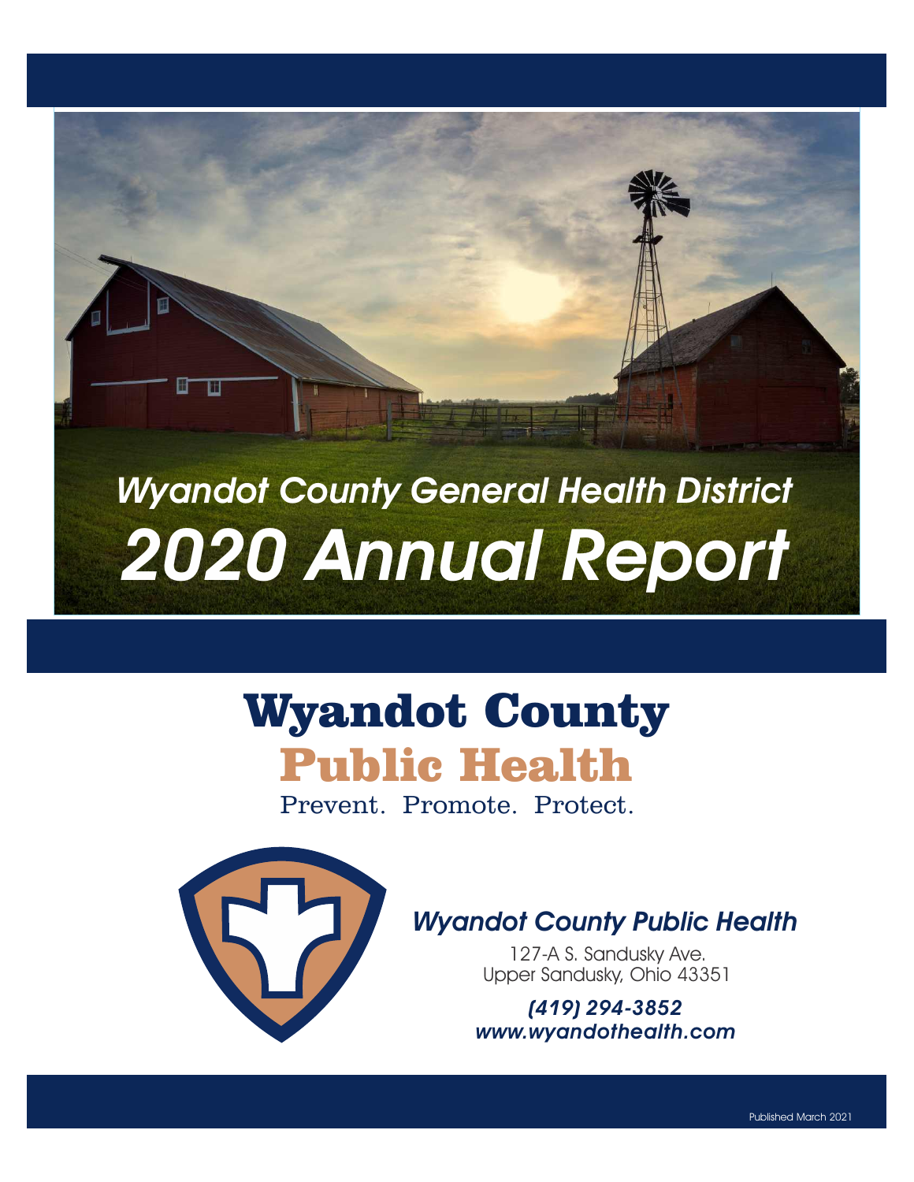# Wyandot County General Health District

# 2020 Annual Report

## Wyandot County

## Public Health

Prevent. Promote. Protect.

*Wyandot County Public Health*

127-A S. Sandusky Ave.
Upper Sandusky, Ohio 43351

***(419) 294-3852***
***www.wyandothealth.com***

Published March 2021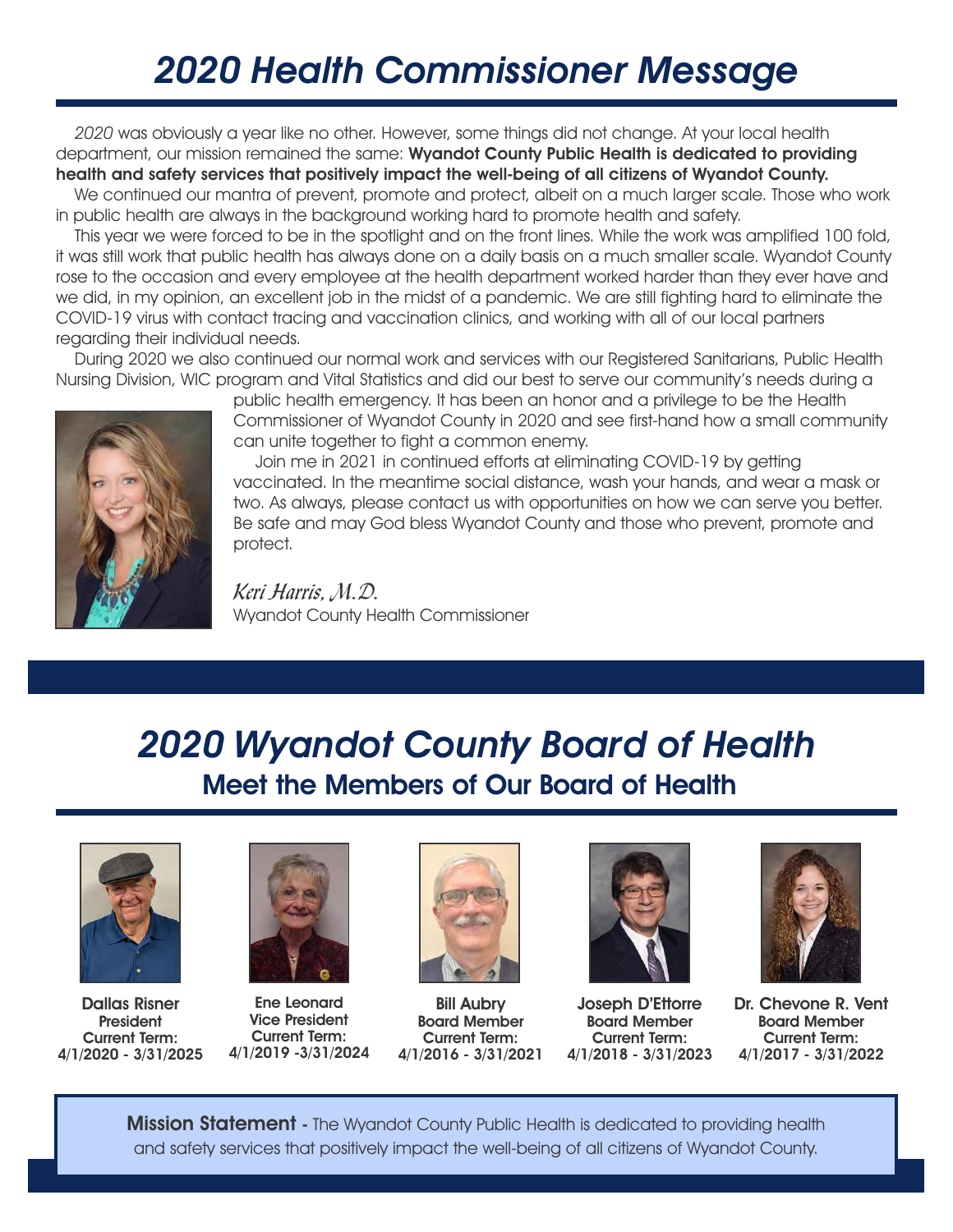# *2020 Health Commissioner Message*

*2020* was obviously a year like no other. However, some things did not change. At your local health department, our mission remained the same: **Wyandot County Public Health is dedicated to providing health and safety services that positively impact the well-being of all citizens of Wyandot County.**

We continued our mantra of prevent, promote and protect, albeit on a much larger scale. Those who work in public health are always in the background working hard to promote health and safety.

This year we were forced to be in the spotlight and on the front lines. While the work was amplified 100 fold, it was still work that public health has always done on a daily basis on a much smaller scale. Wyandot County rose to the occasion and every employee at the health department worked harder than they ever have and we did, in my opinion, an excellent job in the midst of a pandemic. We are still fighting hard to eliminate the COVID-19 virus with contact tracing and vaccination clinics, and working with all of our local partners regarding their individual needs.

During 2020 we also continued our normal work and services with our Registered Sanitarians, Public Health Nursing Division, WIC program and Vital Statistics and did our best to serve our community's needs during a public health emergency. It has been an honor and a privilege to be the Health Commissioner of Wyandot County in 2020 and see first-hand how a small community can unite together to fight a common enemy.

Join me in 2021 in continued efforts at eliminating COVID-19 by getting vaccinated. In the meantime social distance, wash your hands, and wear a mask or two. As always, please contact us with opportunities on how we can serve you better. Be safe and may God bless Wyandot County and those who prevent, promote and protect.

*Keri Harris, M.D.*
Wyandot County Health Commissioner

# *2020 Wyandot County Board of Health*

## Meet the Members of Our Board of Health

**Dallas Risner**
**President**
**Current Term:**
**4/1/2020 - 3/31/2025**

**Ene Leonard**
**Vice President**
**Current Term:**
**4/1/2019 -3/31/2024**

**Bill Aubry**
**Board Member**
**Current Term:**
**4/1/2016 - 3/31/2021**

**Joseph D'Ettorre**
**Board Member**
**Current Term:**
**4/1/2018 - 3/31/2023**

**Dr. Chevone R. Vent**
**Board Member**
**Current Term:**
**4/1/2017 - 3/31/2022**

**Mission Statement** - The Wyandot County Public Health is dedicated to providing health and safety services that positively impact the well-being of all citizens of Wyandot County.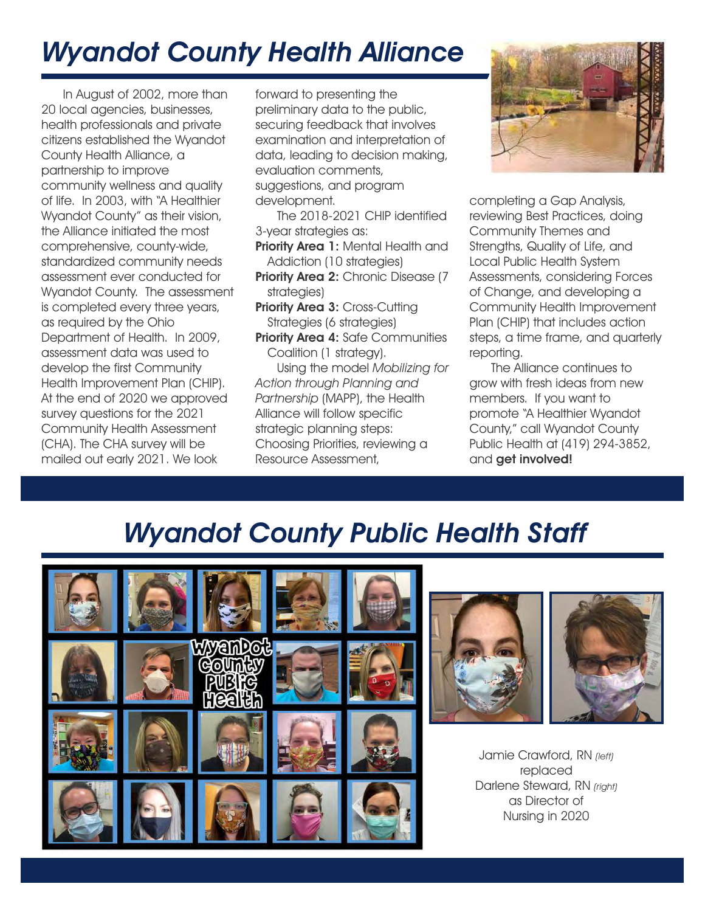# Wyandot County Health Alliance

In August of 2002, more than 20 local agencies, businesses, health professionals and private citizens established the Wyandot County Health Alliance, a partnership to improve community wellness and quality of life. In 2003, with "A Healthier Wyandot County" as their vision, the Alliance initiated the most comprehensive, county-wide, standardized community needs assessment ever conducted for Wyandot County. The assessment is completed every three years, as required by the Ohio Department of Health. In 2009, assessment data was used to develop the first Community Health Improvement Plan (CHIP). At the end of 2020 we approved survey questions for the 2021 Community Health Assessment (CHA). The CHA survey will be mailed out early 2021. We look forward to presenting the preliminary data to the public, securing feedback that involves examination and interpretation of data, leading to decision making, evaluation comments, suggestions, and program development.

The 2018-2021 CHIP identified 3-year strategies as:

**Priority Area 1:** Mental Health and Addiction (10 strategies)
**Priority Area 2:** Chronic Disease (7 strategies)
**Priority Area 3:** Cross-Cutting Strategies (6 strategies)
**Priority Area 4:** Safe Communities Coalition (1 strategy).

Using the model *Mobilizing for Action through Planning and Partnership* (MAPP), the Health Alliance will follow specific strategic planning steps: Choosing Priorities, reviewing a Resource Assessment, completing a Gap Analysis, reviewing Best Practices, doing Community Themes and Strengths, Quality of Life, and Local Public Health System Assessments, considering Forces of Change, and developing a Community Health Improvement Plan (CHIP) that includes action steps, a time frame, and quarterly reporting.

The Alliance continues to grow with fresh ideas from new members. If you want to promote "A Healthier Wyandot County," call Wyandot County Public Health at (419) 294-3852, and **get involved!**

# Wyandot County Public Health Staff

Jamie Crawford, RN *(left)* replaced Darlene Steward, RN *(right)* as Director of Nursing in 2020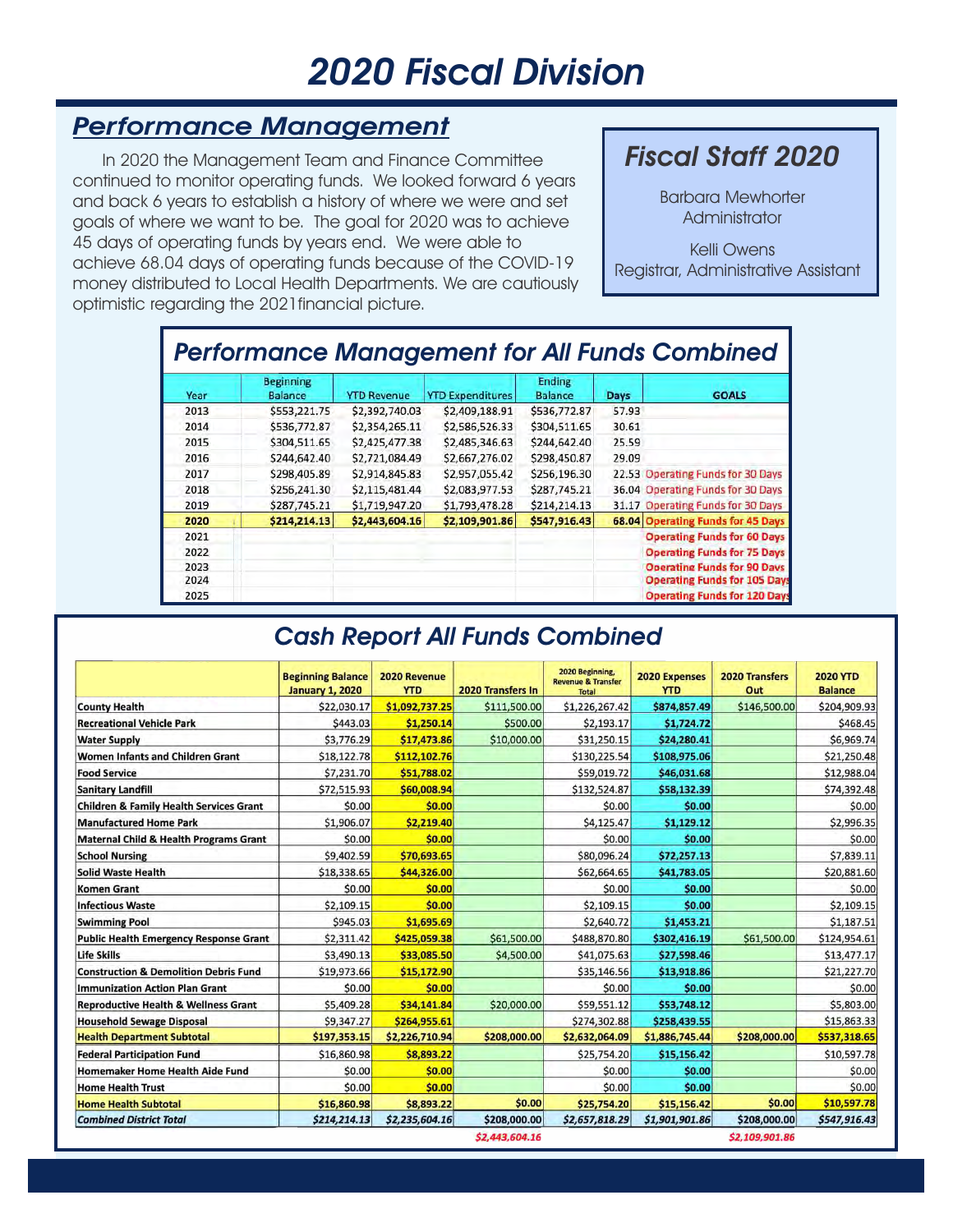# 2020 Fiscal Division

## Performance Management

In 2020 the Management Team and Finance Committee continued to monitor operating funds. We looked forward 6 years and back 6 years to establish a history of where we were and set goals of where we want to be. The goal for 2020 was to achieve 45 days of operating funds by years end. We were able to achieve 68.04 days of operating funds because of the COVID-19 money distributed to Local Health Departments. We are cautiously optimistic regarding the 2021financial picture.

## Fiscal Staff 2020

Barbara Mewhorter
Administrator

Kelli Owens
Registrar, Administrative Assistant

## Performance Management for All Funds Combined

| Year | Beginning Balance | YTD Revenue | YTD Expenditures | Ending Balance | Days | GOALS |
|---|---|---|---|---|---|---|
| 2013 | $553,221.75 | $2,392,740.03 | $2,409,188.91 | $536,772.87 | 57.93 | |
| 2014 | $536,772.87 | $2,354,265.11 | $2,586,526.33 | $304,511.65 | 30.61 | |
| 2015 | $304,511.65 | $2,425,477.38 | $2,485,346.63 | $244,642.40 | 25.59 | |
| 2016 | $244,642.40 | $2,721,084.49 | $2,667,276.02 | $298,450.87 | 29.09 | |
| 2017 | $298,405.89 | $2,914,845.83 | $2,957,055.42 | $256,196.30 | 22.53 | Operating Funds for 30 Days |
| 2018 | $256,241.30 | $2,115,481.44 | $2,083,977.53 | $287,745.21 | 36.04 | Operating Funds for 30 Days |
| 2019 | $287,745.21 | $1,719,947.20 | $1,793,478.28 | $214,214.13 | 31.17 | Operating Funds for 30 Days |
| **2020** | **$214,214.13** | **$2,443,604.16** | **$2,109,901.86** | **$547,916.43** | **68.04** | **Operating Funds for 45 Days** |
| 2021 | | | | | | Operating Funds for 60 Days |
| 2022 | | | | | | Operating Funds for 75 Days |
| 2023 | | | | | | Operating Funds for 90 Days |
| 2024 | | | | | | Operating Funds for 105 Days |
| 2025 | | | | | | Operating Funds for 120 Days |

## Cash Report All Funds Combined

| | Beginning Balance January 1, 2020 | 2020 Revenue YTD | 2020 Transfers In | 2020 Beginning, Revenue & Transfer Total | 2020 Expenses YTD | 2020 Transfers Out | 2020 YTD Balance |
|---|---|---|---|---|---|---|---|
| **County Health** | $22,030.17 | $1,092,737.25 | $111,500.00 | $1,226,267.42 | $874,857.49 | $146,500.00 | $204,909.93 |
| **Recreational Vehicle Park** | $443.03 | $1,250.14 | $500.00 | $2,193.17 | $1,724.72 | | $468.45 |
| **Water Supply** | $3,776.29 | $17,473.86 | $10,000.00 | $31,250.15 | $24,280.41 | | $6,969.74 |
| **Women Infants and Children Grant** | $18,122.78 | $112,102.76 | | $130,225.54 | $108,975.06 | | $21,250.48 |
| **Food Service** | $7,231.70 | $51,788.02 | | $59,019.72 | $46,031.68 | | $12,988.04 |
| **Sanitary Landfill** | $72,515.93 | $60,008.94 | | $132,524.87 | $58,132.39 | | $74,392.48 |
| **Children & Family Health Services Grant** | $0.00 | $0.00 | | $0.00 | $0.00 | | $0.00 |
| **Manufactured Home Park** | $1,906.07 | $2,219.40 | | $4,125.47 | $1,129.12 | | $2,996.35 |
| **Maternal Child & Health Programs Grant** | $0.00 | $0.00 | | $0.00 | $0.00 | | $0.00 |
| **School Nursing** | $9,402.59 | $70,693.65 | | $80,096.24 | $72,257.13 | | $7,839.11 |
| **Solid Waste Health** | $18,338.65 | $44,326.00 | | $62,664.65 | $41,783.05 | | $20,881.60 |
| **Komen Grant** | $0.00 | $0.00 | | $0.00 | $0.00 | | $0.00 |
| **Infectious Waste** | $2,109.15 | $0.00 | | $2,109.15 | $0.00 | | $2,109.15 |
| **Swimming Pool** | $945.03 | $1,695.69 | | $2,640.72 | $1,453.21 | | $1,187.51 |
| **Public Health Emergency Response Grant** | $2,311.42 | $425,059.38 | $61,500.00 | $488,870.80 | $302,416.19 | $61,500.00 | $124,954.61 |
| **Life Skills** | $3,490.13 | $33,085.50 | $4,500.00 | $41,075.63 | $27,598.46 | | $13,477.17 |
| **Construction & Demolition Debris Fund** | $19,973.66 | $15,172.90 | | $35,146.56 | $13,918.86 | | $21,227.70 |
| **Immunization Action Plan Grant** | $0.00 | $0.00 | | $0.00 | $0.00 | | $0.00 |
| **Reproductive Health & Wellness Grant** | $5,409.28 | $34,141.84 | $20,000.00 | $59,551.12 | $53,748.12 | | $5,803.00 |
| **Household Sewage Disposal** | $9,347.27 | $264,955.61 | | $274,302.88 | $258,439.55 | | $15,863.33 |
| **Health Department Subtotal** | **$197,353.15** | **$2,226,710.94** | **$208,000.00** | **$2,632,064.09** | **$1,886,745.44** | **$208,000.00** | **$537,318.65** |
| **Federal Participation Fund** | $16,860.98 | $8,893.22 | | $25,754.20 | $15,156.42 | | $10,597.78 |
| **Homemaker Home Health Aide Fund** | $0.00 | $0.00 | | $0.00 | $0.00 | | $0.00 |
| **Home Health Trust** | $0.00 | $0.00 | | $0.00 | $0.00 | | $0.00 |
| **Home Health Subtotal** | **$16,860.98** | **$8,893.22** | **$0.00** | **$25,754.20** | **$15,156.42** | **$0.00** | **$10,597.78** |
| ***Combined District Total*** | ***$214,214.13*** | ***$2,235,604.16*** | ***$208,000.00*** | ***$2,657,818.29*** | ***$1,901,901.86*** | ***$208,000.00*** | ***$547,916.43*** |
| | | | $2,443,604.16 | | | $2,109,901.86 | |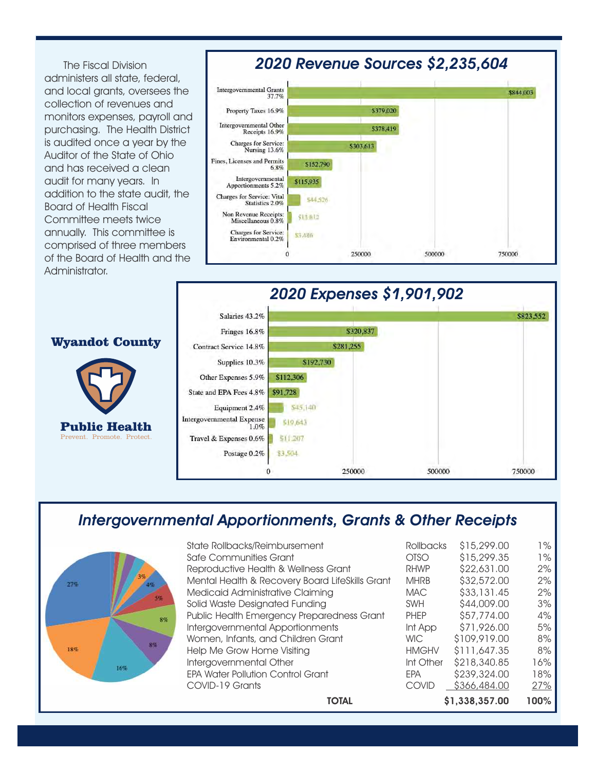The Fiscal Division administers all state, federal, and local grants, oversees the collection of revenues and monitors expenses, payroll and purchasing. The Health District is audited once a year by the Auditor of the State of Ohio and has received a clean audit for many years. In addition to the state audit, the Board of Health Fiscal Committee meets twice annually. This committee is comprised of three members of the Board of Health and the Administrator.

## 2020 Revenue Sources $2,235,604

| Source | Amount |
|---|---|
| Intergovernmental Grants 37.7% | $844,003 |
| Property Taxes 16.9% | $379,020 |
| Intergovernmental Other Receipts 16.9% | $378,419 |
| Charges for Service: Nursing 13.6% | $303,613 |
| Fines, Licenses and Permits 6.8% | $152,790 |
| Intergovernmental Apportionments 5.2% | $115,935 |
| Charges for Service: Vital Statistics 2.0% | $44,526 |
| Non Revenue Receipts: Miscellaneous 0.8% | $13,812 |
| Charges for Service: Environmental 0.2% | $3,486 |

## 2020 Expenses $1,901,902

| Expense | Amount |
|---|---|
| Salaries 43.2% | $823,552 |
| Fringes 16.8% | $320,837 |
| Contract Service 14.8% | $281,255 |
| Supplies 10.3% | $192,730 |
| Other Expenses 5.9% | $112,306 |
| State and EPA Fees 4.8% | $91,728 |
| Equipment 2.4% | $45,140 |
| Intergovernmental Expense 1.0% | $19,643 |
| Travel & Expenses 0.6% | $11,207 |
| Postage 0.2% | $3,504 |

**Wyandot County**

**Public Health**
Prevent. Promote. Protect.

## Intergovernmental Apportionments, Grants & Other Receipts

| Source | Abbreviation | Amount | Percent |
|---|---|---|---|
| State Rollbacks/Reimbursement | Rollbacks | $15,299.00 | 1% |
| Safe Communities Grant | OTSO | $15,299.35 | 1% |
| Reproductive Health & Wellness Grant | RHWP | $22,631.00 | 2% |
| Mental Health & Recovery Board LifeSkills Grant | MHRB | $32,572.00 | 2% |
| Medicaid Administrative Claiming | MAC | $33,131.45 | 2% |
| Solid Waste Designated Funding | SWH | $44,009.00 | 3% |
| Public Health Emergency Preparedness Grant | PHEP | $57,774.00 | 4% |
| Intergovernmental Apportionments | Int App | $71,926.00 | 5% |
| Women, Infants, and Children Grant | WIC | $109,919.00 | 8% |
| Help Me Grow Home Visiting | HMGHV | $111,647.35 | 8% |
| Intergovernmental Other | Int Other | $218,340.85 | 16% |
| EPA Water Pollution Control Grant | EPA | $239,324.00 | 18% |
| COVID-19 Grants | COVID | $366,484.00 | 27% |
| **TOTAL** | | **$1,338,357.00** | **100%** |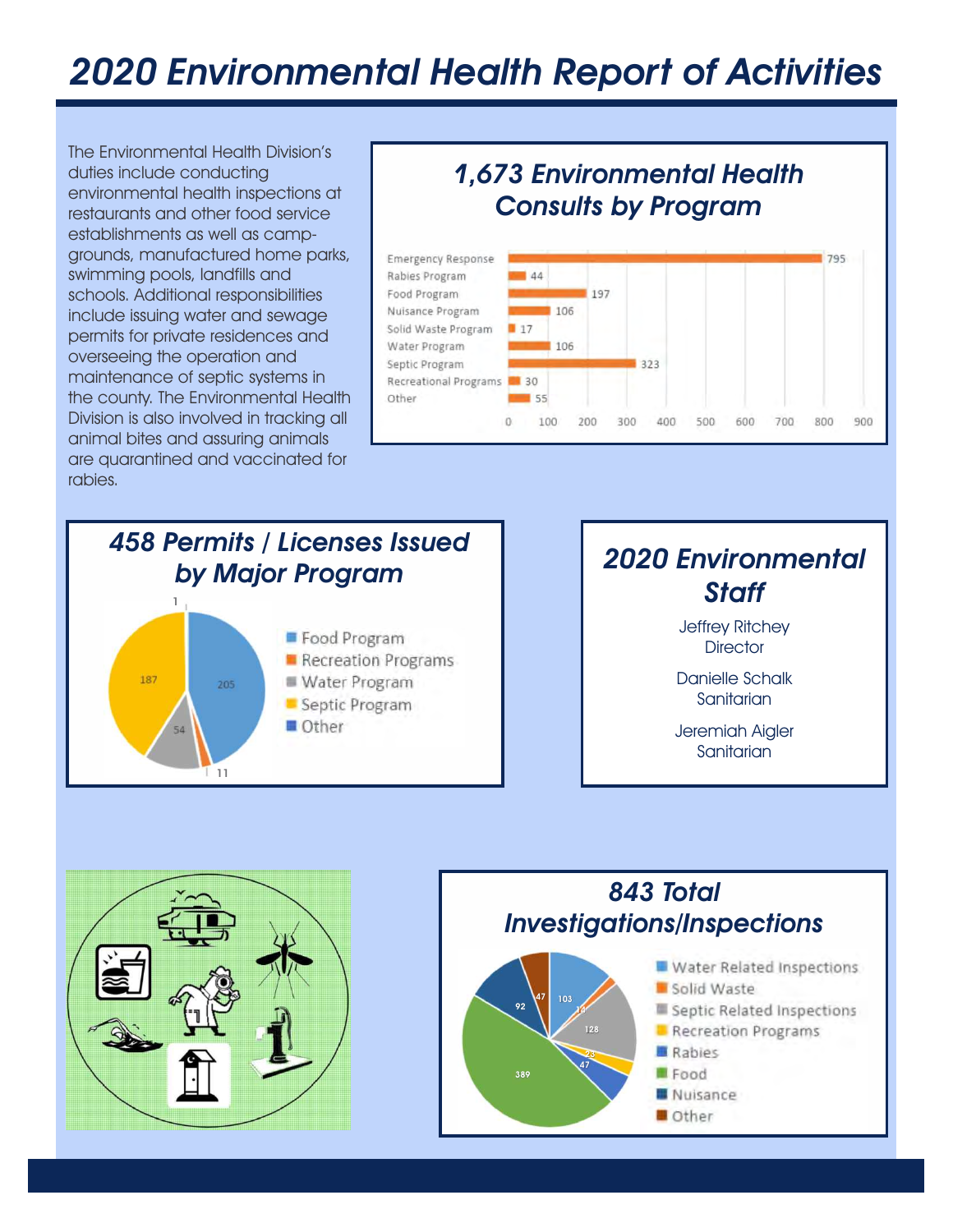# 2020 Environmental Health Report of Activities

The Environmental Health Division's duties include conducting environmental health inspections at restaurants and other food service establishments as well as camp-grounds, manufactured home parks, swimming pools, landfills and schools. Additional responsibilities include issuing water and sewage permits for private residences and overseeing the operation and maintenance of septic systems in the county. The Environmental Health Division is also involved in tracking all animal bites and assuring animals are quarantined and vaccinated for rabies.

## 1,673 Environmental Health Consults by Program

| Program | Consults |
|---|---|
| Emergency Response | 795 |
| Rabies Program | 44 |
| Food Program | 197 |
| Nuisance Program | 106 |
| Solid Waste Program | 17 |
| Water Program | 106 |
| Septic Program | 323 |
| Recreational Programs | 30 |
| Other | 55 |

## 458 Permits / Licenses Issued by Major Program

| Program | Permits / Licenses |
|---|---|
| Food Program | 205 |
| Recreation Programs | 11 |
| Water Program | 54 |
| Septic Program | 187 |
| Other | 1 |

## 2020 Environmental Staff

Jeffrey Ritchey
Director

Danielle Schalk
Sanitarian

Jeremiah Aigler
Sanitarian

## 843 Total Investigations/Inspections

| Category | Investigations/Inspections |
|---|---|
| Water Related Inspections | 103 |
| Solid Waste | 14 |
| Septic Related Inspections | 128 |
| Recreation Programs | 23 |
| Rabies | 47 |
| Food | 389 |
| Nuisance | 92 |
| Other | 47 |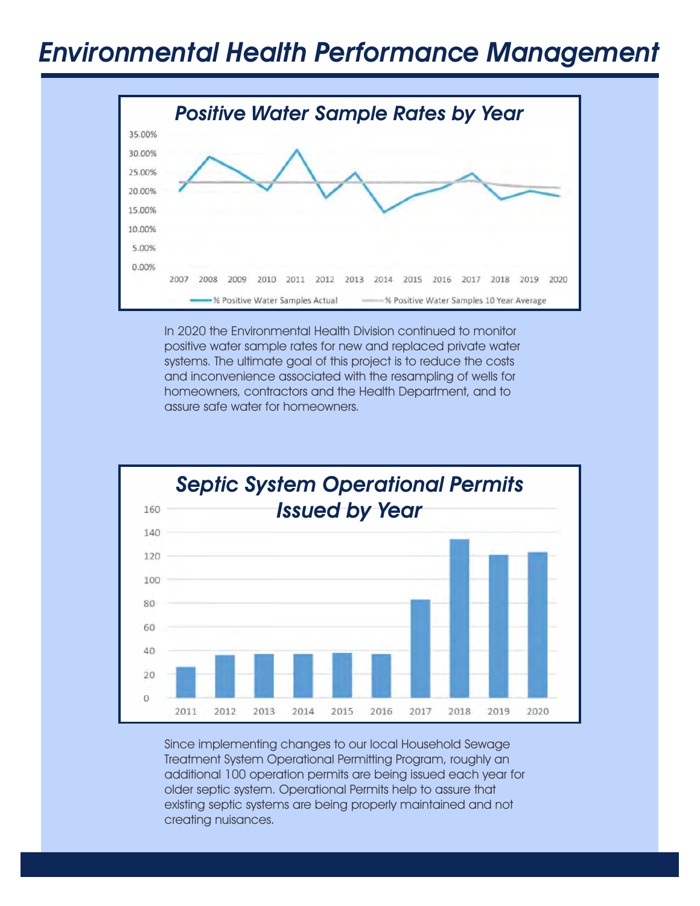# Environmental Health Performance Management

## Positive Water Sample Rates by Year

In 2020 the Environmental Health Division continued to monitor positive water sample rates for new and replaced private water systems. The ultimate goal of this project is to reduce the costs and inconvenience associated with the resampling of wells for homeowners, contractors and the Health Department, and to assure safe water for homeowners.

## Septic System Operational Permits Issued by Year

Since implementing changes to our local Household Sewage Treatment System Operational Permitting Program, roughly an additional 100 operation permits are being issued each year for older septic system. Operational Permits help to assure that existing septic systems are being properly maintained and not creating nuisances.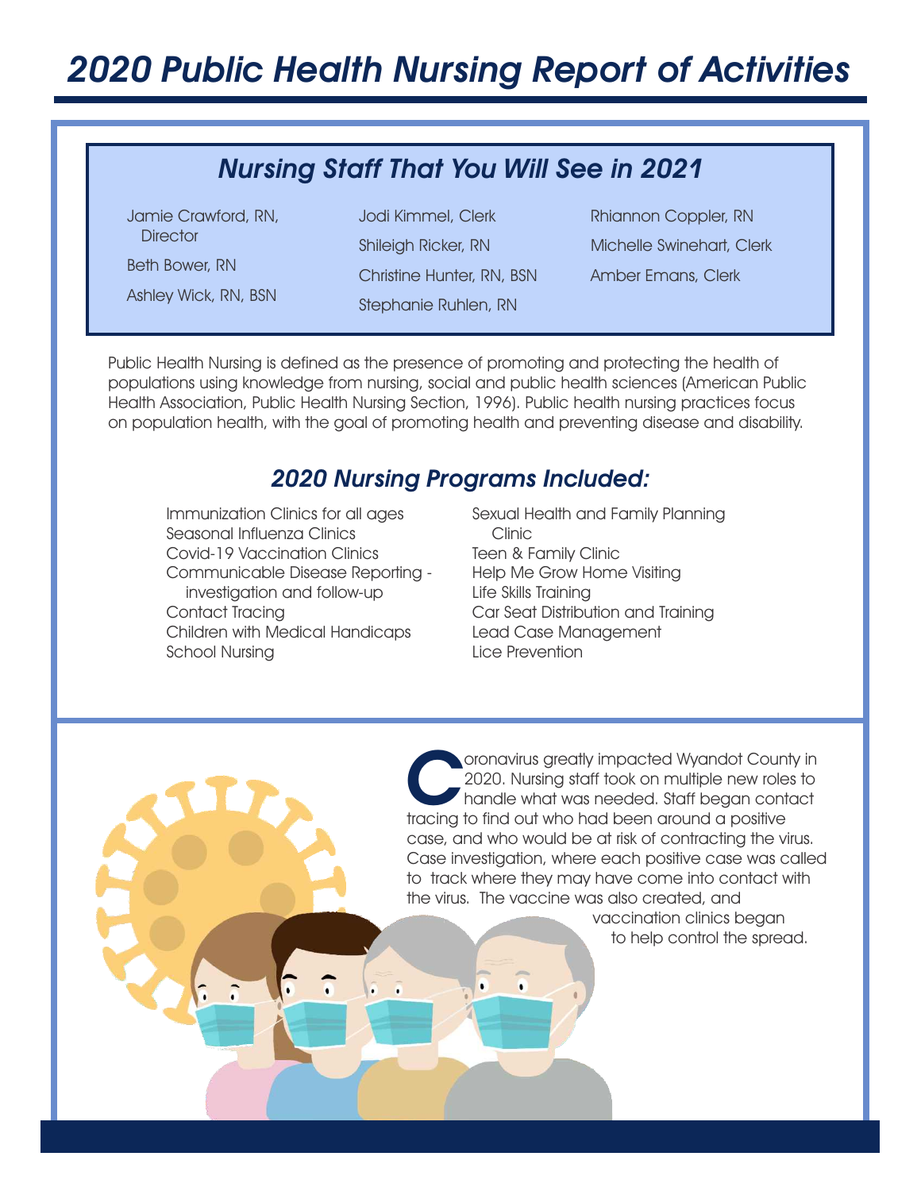# 2020 Public Health Nursing Report of Activities

## Nursing Staff That You Will See in 2021

Jamie Crawford, RN, Director
Beth Bower, RN
Ashley Wick, RN, BSN
Jodi Kimmel, Clerk
Shileigh Ricker, RN
Christine Hunter, RN, BSN
Stephanie Ruhlen, RN
Rhiannon Coppler, RN
Michelle Swinehart, Clerk
Amber Emans, Clerk

Public Health Nursing is defined as the presence of promoting and protecting the health of populations using knowledge from nursing, social and public health sciences (American Public Health Association, Public Health Nursing Section, 1996). Public health nursing practices focus on population health, with the goal of promoting health and preventing disease and disability.

## 2020 Nursing Programs Included:

- Immunization Clinics for all ages
- Seasonal Influenza Clinics
- Covid-19 Vaccination Clinics
- Communicable Disease Reporting - investigation and follow-up
- Contact Tracing
- Children with Medical Handicaps
- School Nursing
- Sexual Health and Family Planning Clinic
- Teen & Family Clinic
- Help Me Grow Home Visiting
- Life Skills Training
- Car Seat Distribution and Training
- Lead Case Management
- Lice Prevention

Coronavirus greatly impacted Wyandot County in 2020. Nursing staff took on multiple new roles to handle what was needed. Staff began contact tracing to find out who had been around a positive case, and who would be at risk of contracting the virus. Case investigation, where each positive case was called to track where they may have come into contact with the virus. The vaccine was also created, and vaccination clinics began to help control the spread.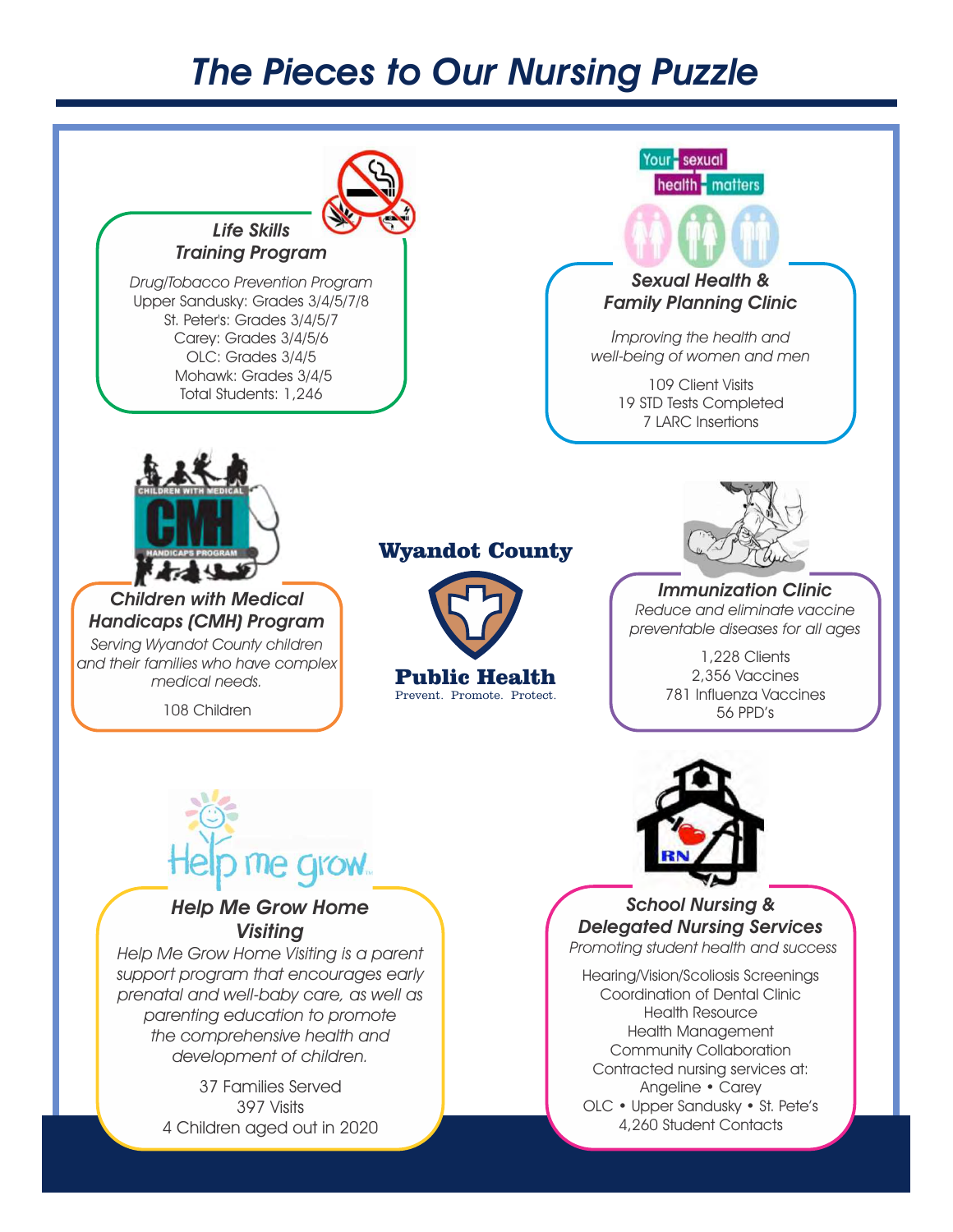# The Pieces to Our Nursing Puzzle

### Life Skills Training Program

*Drug/Tobacco Prevention Program*

Upper Sandusky: Grades 3/4/5/7/8
St. Peter's: Grades 3/4/5/7
Carey: Grades 3/4/5/6
OLC: Grades 3/4/5
Mohawk: Grades 3/4/5
Total Students: 1,246

### Sexual Health & Family Planning Clinic

Your sexual health matters

*Improving the health and well-being of women and men*

109 Client Visits
19 STD Tests Completed
7 LARC Insertions

### Children with Medical Handicaps (CMH) Program

*Serving Wyandot County children and their families who have complex medical needs.*

108 Children

**Wyandot County Public Health**
Prevent. Promote. Protect.

### Immunization Clinic

*Reduce and eliminate vaccine preventable diseases for all ages*

1,228 Clients
2,356 Vaccines
781 Influenza Vaccines
56 PPD's

### Help Me Grow Home Visiting

*Help Me Grow Home Visiting is a parent support program that encourages early prenatal and well-baby care, as well as parenting education to promote the comprehensive health and development of children.*

37 Families Served
397 Visits
4 Children aged out in 2020

### School Nursing & Delegated Nursing Services

*Promoting student health and success*

Hearing/Vision/Scoliosis Screenings
Coordination of Dental Clinic
Health Resource
Health Management
Community Collaboration
Contracted nursing services at:
Angeline • Carey
OLC • Upper Sandusky • St. Pete's
4,260 Student Contacts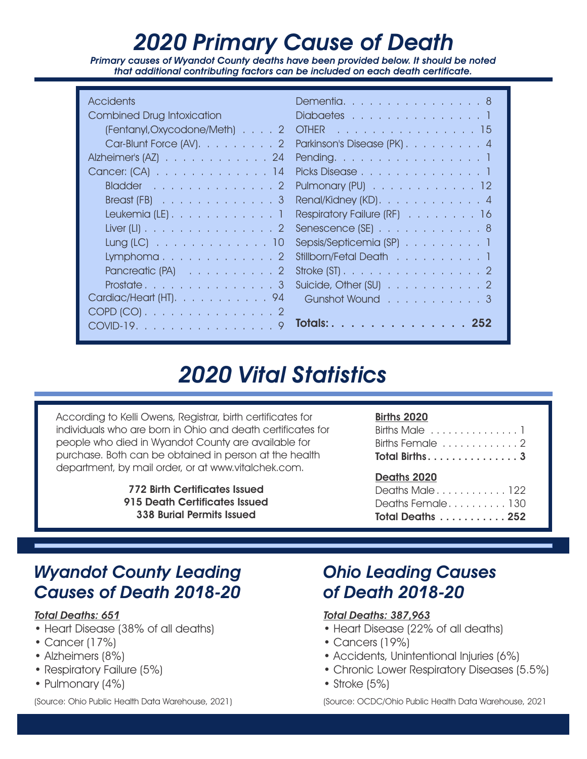# 2020 Primary Cause of Death

***Primary causes of Wyandot County deaths have been provided below. It should be noted that additional contributing factors can be included on each death certificate.***

| Cause | Count |
|---|---|
| Accidents | |
| Combined Drug Intoxication | |
| (Fentanyl,Oxycodone/Meth) | 2 |
| Car-Blunt Force (AV) | 2 |
| Alzheimer's (AZ) | 24 |
| Cancer: (CA) | 14 |
| Bladder | 2 |
| Breast (FB) | 3 |
| Leukemia (LE) | 1 |
| Liver (LI) | 2 |
| Lung (LC) | 10 |
| Lymphoma | 2 |
| Pancreatic (PA) | 2 |
| Prostate | 3 |
| Cardiac/Heart (HT) | 94 |
| COPD (CO) | 2 |
| COVID-19 | 9 |
| Dementia | 8 |
| Diabaetes | 1 |
| OTHER | 15 |
| Parkinson's Disease (PK) | 4 |
| Pending | 1 |
| Picks Disease | 1 |
| Pulmonary (PU) | 12 |
| Renal/Kidney (KD) | 4 |
| Respiratory Failure (RF) | 16 |
| Senescence (SE) | 8 |
| Sepsis/Septicemia (SP) | 1 |
| Stillborn/Fetal Death | 1 |
| Stroke (ST) | 2 |
| Suicide, Other (SU) | 2 |
| Gunshot Wound | 3 |
| **Totals:** | **252** |

# 2020 Vital Statistics

According to Kelli Owens, Registrar, birth certificates for individuals who are born in Ohio and death certificates for people who died in Wyandot County are available for purchase. Both can be obtained in person at the health department, by mail order, or at www.vitalchek.com.

**772 Birth Certificates Issued**
**915 Death Certificates Issued**
**338 Burial Permits Issued**

**Births 2020**

| | |
|---|---|
| Births Male | 1 |
| Births Female | 2 |
| **Total Births** | **3** |

**Deaths 2020**

| | |
|---|---|
| Deaths Male | 122 |
| Deaths Female | 130 |
| **Total Deaths** | **252** |

## *Wyandot County Leading Causes of Death 2018-20*

***Total Deaths: 651***

- Heart Disease (38% of all deaths)
- Cancer (17%)
- Alzheimers (8%)
- Respiratory Failure (5%)
- Pulmonary (4%)

(Source: Ohio Public Health Data Warehouse, 2021)

## *Ohio Leading Causes of Death 2018-20*

***Total Deaths: 387,963***

- Heart Disease (22% of all deaths)
- Cancers (19%)
- Accidents, Unintentional Injuries (6%)
- Chronic Lower Respiratory Diseases (5.5%)
- Stroke (5%)

(Source: OCDC/Ohio Public Health Data Warehouse, 2021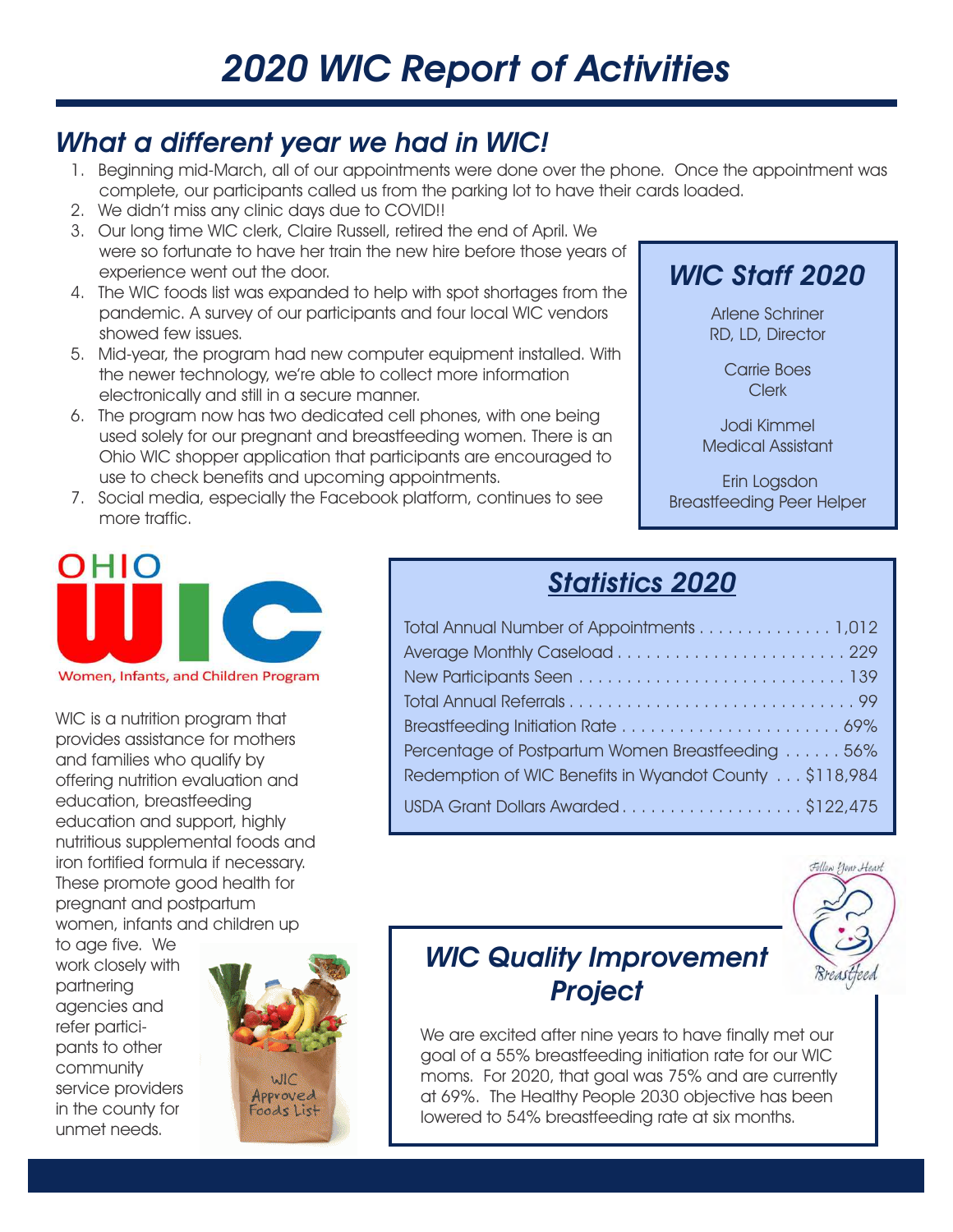# 2020 WIC Report of Activities

## What a different year we had in WIC!

1. Beginning mid-March, all of our appointments were done over the phone. Once the appointment was complete, our participants called us from the parking lot to have their cards loaded.
2. We didn't miss any clinic days due to COVID!!
3. Our long time WIC clerk, Claire Russell, retired the end of April. We were so fortunate to have her train the new hire before those years of experience went out the door.
4. The WIC foods list was expanded to help with spot shortages from the pandemic. A survey of our participants and four local WIC vendors showed few issues.
5. Mid-year, the program had new computer equipment installed. With the newer technology, we're able to collect more information electronically and still in a secure manner.
6. The program now has two dedicated cell phones, with one being used solely for our pregnant and breastfeeding women. There is an Ohio WIC shopper application that participants are encouraged to use to check benefits and upcoming appointments.
7. Social media, especially the Facebook platform, continues to see more traffic.

## WIC Staff 2020

Arlene Schriner
RD, LD, Director

Carrie Boes
Clerk

Jodi Kimmel
Medical Assistant

Erin Logsdon
Breastfeeding Peer Helper

OHIO WIC
Women, Infants, and Children Program

WIC is a nutrition program that provides assistance for mothers and families who qualify by offering nutrition evaluation and education, breastfeeding education and support, highly nutritious supplemental foods and iron fortified formula if necessary. These promote good health for pregnant and postpartum women, infants and children up to age five. We work closely with partnering agencies and refer participants to other community service providers in the county for unmet needs.

WIC Approved Foods List

## Statistics 2020

| Statistic | Value |
|---|---|
| Total Annual Number of Appointments | 1,012 |
| Average Monthly Caseload | 229 |
| New Participants Seen | 139 |
| Total Annual Referrals | 99 |
| Breastfeeding Initiation Rate | 69% |
| Percentage of Postpartum Women Breastfeeding | 56% |
| Redemption of WIC Benefits in Wyandot County | $118,984 |
| USDA Grant Dollars Awarded | $122,475 |

## WIC Quality Improvement Project

Follow Your Heart — Breastfeed

We are excited after nine years to have finally met our goal of a 55% breastfeeding initiation rate for our WIC moms. For 2020, that goal was 75% and are currently at 69%. The Healthy People 2030 objective has been lowered to 54% breastfeeding rate at six months.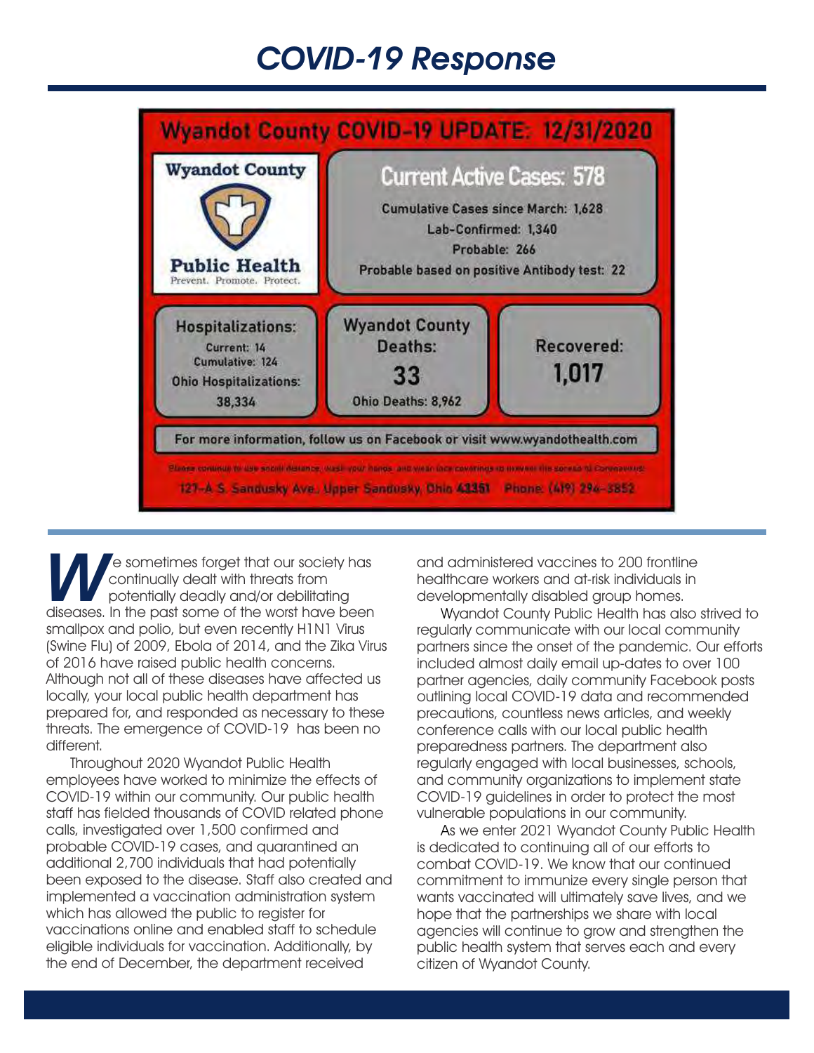# COVID-19 Response

Wyandot County COVID-19 UPDATE: 12/31/2020

Wyandot County Public Health
Prevent. Promote. Protect.

Current Active Cases: 578

Cumulative Cases since March: 1,628
Lab-Confirmed: 1,340
Probable: 266
Probable based on positive Antibody test: 22

Hospitalizations:
Current: 14
Cumulative: 124
Ohio Hospitalizations: 38,334

Wyandot County Deaths:
33
Ohio Deaths: 8,962

Recovered:
1,017

For more information, follow us on Facebook or visit www.wyandothealth.com

Please continue to use social distance, wash your hands, and wear face coverings to prevent the spread of Coronavirus.

127-A S. Sandusky Ave., Upper Sandusky, Ohio 43351 Phone: (419) 294-3852

We sometimes forget that our society has continually dealt with threats from potentially deadly and/or debilitating diseases. In the past some of the worst have been smallpox and polio, but even recently H1N1 Virus (Swine Flu) of 2009, Ebola of 2014, and the Zika Virus of 2016 have raised public health concerns. Although not all of these diseases have affected us locally, your local public health department has prepared for, and responded as necessary to these threats. The emergence of COVID-19 has been no different.

Throughout 2020 Wyandot Public Health employees have worked to minimize the effects of COVID-19 within our community. Our public health staff has fielded thousands of COVID related phone calls, investigated over 1,500 confirmed and probable COVID-19 cases, and quarantined an additional 2,700 individuals that had potentially been exposed to the disease. Staff also created and implemented a vaccination administration system which has allowed the public to register for vaccinations online and enabled staff to schedule eligible individuals for vaccination. Additionally, by the end of December, the department received and administered vaccines to 200 frontline healthcare workers and at-risk individuals in developmentally disabled group homes.

Wyandot County Public Health has also strived to regularly communicate with our local community partners since the onset of the pandemic. Our efforts included almost daily email up-dates to over 100 partner agencies, daily community Facebook posts outlining local COVID-19 data and recommended precautions, countless news articles, and weekly conference calls with our local public health preparedness partners. The department also regularly engaged with local businesses, schools, and community organizations to implement state COVID-19 guidelines in order to protect the most vulnerable populations in our community.

As we enter 2021 Wyandot County Public Health is dedicated to continuing all of our efforts to combat COVID-19. We know that our continued commitment to immunize every single person that wants vaccinated will ultimately save lives, and we hope that the partnerships we share with local agencies will continue to grow and strengthen the public health system that serves each and every citizen of Wyandot County.